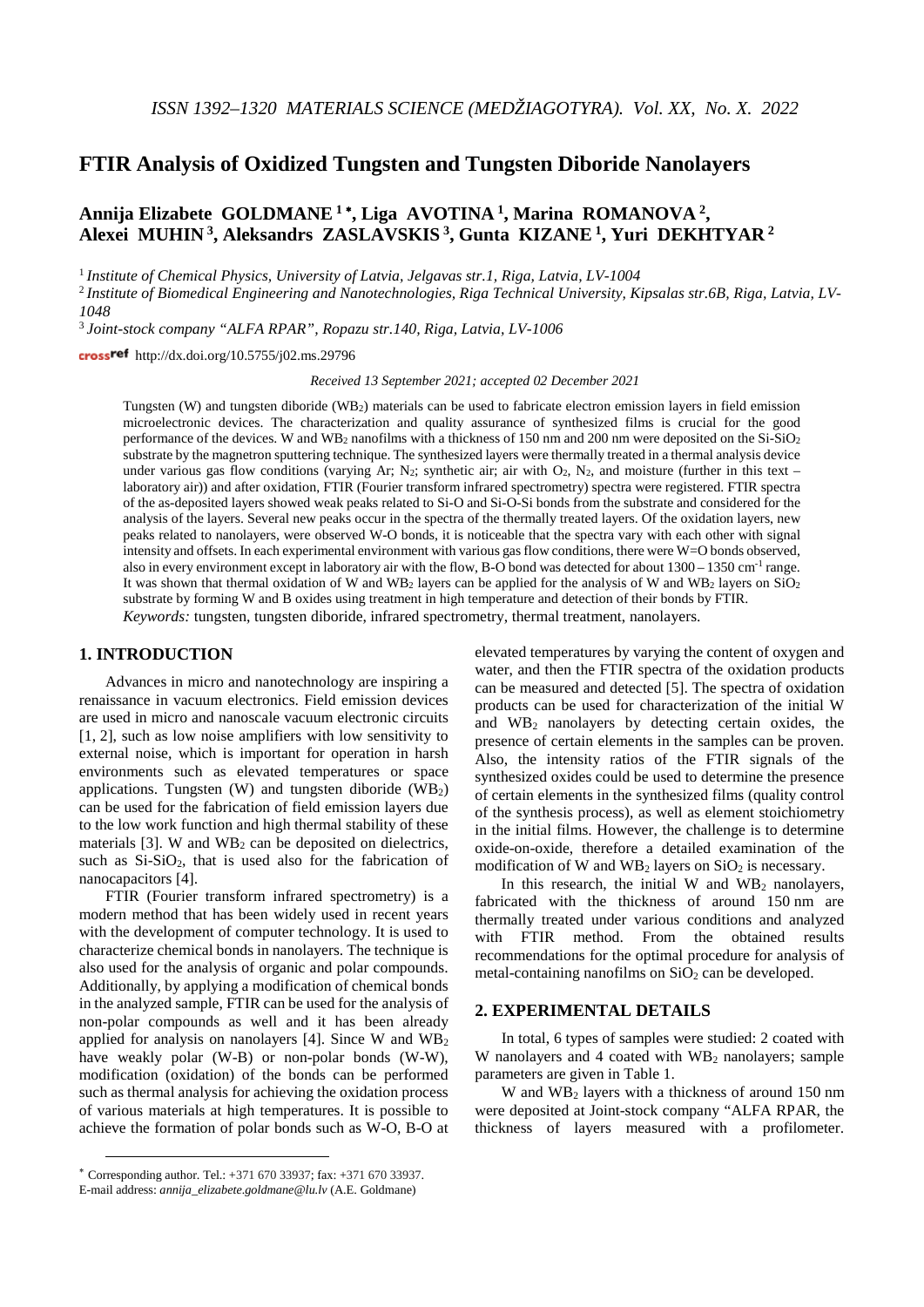# FTIR Analysis of Oxidized Tungsten and Tungsten Diboride Nanolayers

**Annija Elizabete GOLDMANE [1] \*, Liga AVOTINA [1], Marina ROMANOVA [2], Alexei MUHIN [3], Aleksandrs ZASLAVSKIS [3], Gunta KIZANE [1], Yuri DEKHTYAR [2]**

[1] *Institute of Chemical Physics, University of Latvia, Jelgavas str.1, Riga, Latvia, LV-1004*

[2] *Institute of Biomedical Engineering and Nanotechnologies, Riga Technical University, Kipsalas str.6B, Riga, Latvia, LV-1048*

[3] *Joint-stock company "ALFA RPAR", Ropazu str.140, Riga, Latvia, LV-1006*

crossref http://dx.doi.org/10.5755/j02.ms.29796

*Received 13 September 2021; accepted 02 December 2021*

Tungsten (W) and tungsten diboride ($WB_2$) materials can be used to fabricate electron emission layers in field emission microelectronic devices. The characterization and quality assurance of synthesized films is crucial for the good performance of the devices. W and $WB_2$ nanofilms with a thickness of 150 nm and 200 nm were deposited on the Si-$SiO_2$ substrate by the magnetron sputtering technique. The synthesized layers were thermally treated in a thermal analysis device under various gas flow conditions (varying Ar; $N_2$; synthetic air; air with $O_2$, $N_2$, and moisture (further in this text – laboratory air)) and after oxidation, FTIR (Fourier transform infrared spectrometry) spectra were registered. FTIR spectra of the as-deposited layers showed weak peaks related to Si-O and Si-O-Si bonds from the substrate and considered for the analysis of the layers. Several new peaks occur in the spectra of the thermally treated layers. Of the oxidation layers, new peaks related to nanolayers, were observed W-O bonds, it is noticeable that the spectra vary with each other with signal intensity and offsets. In each experimental environment with various gas flow conditions, there were W=O bonds observed, also in every environment except in laboratory air with the flow, B-O bond was detected for about 1300 – 1350 $cm^{-1}$ range. It was shown that thermal oxidation of W and $WB_2$ layers can be applied for the analysis of W and $WB_2$ layers on $SiO_2$ substrate by forming W and B oxides using treatment in high temperature and detection of their bonds by FTIR.

*Keywords:* tungsten, tungsten diboride, infrared spectrometry, thermal treatment, nanolayers.

## 1. INTRODUCTION

Advances in micro and nanotechnology are inspiring a renaissance in vacuum electronics. Field emission devices are used in micro and nanoscale vacuum electronic circuits [1, 2], such as low noise amplifiers with low sensitivity to external noise, which is important for operation in harsh environments such as elevated temperatures or space applications. Tungsten (W) and tungsten diboride ($WB_2$) can be used for the fabrication of field emission layers due to the low work function and high thermal stability of these materials [3]. W and $WB_2$ can be deposited on dielectrics, such as Si-$SiO_2$, that is used also for the fabrication of nanocapacitors [4].

FTIR (Fourier transform infrared spectrometry) is a modern method that has been widely used in recent years with the development of computer technology. It is used to characterize chemical bonds in nanolayers. The technique is also used for the analysis of organic and polar compounds. Additionally, by applying a modification of chemical bonds in the analyzed sample, FTIR can be used for the analysis of non-polar compounds as well and it has been already applied for analysis on nanolayers [4]. Since W and $WB_2$ have weakly polar (W-B) or non-polar bonds (W-W), modification (oxidation) of the bonds can be performed such as thermal analysis for achieving the oxidation process of various materials at high temperatures. It is possible to achieve the formation of polar bonds such as W-O, B-O at elevated temperatures by varying the content of oxygen and water, and then the FTIR spectra of the oxidation products can be measured and detected [5]. The spectra of oxidation products can be used for characterization of the initial W and $WB_2$ nanolayers by detecting certain oxides, the presence of certain elements in the samples can be proven. Also, the intensity ratios of the FTIR signals of the synthesized oxides could be used to determine the presence of certain elements in the synthesized films (quality control of the synthesis process), as well as element stoichiometry in the initial films. However, the challenge is to determine oxide-on-oxide, therefore a detailed examination of the modification of W and $WB_2$ layers on $SiO_2$ is necessary.

In this research, the initial W and $WB_2$ nanolayers, fabricated with the thickness of around 150 nm are thermally treated under various conditions and analyzed with FTIR method. From the obtained results recommendations for the optimal procedure for analysis of metal-containing nanofilms on $SiO_2$ can be developed.

## 2. EXPERIMENTAL DETAILS

In total, 6 types of samples were studied: 2 coated with W nanolayers and 4 coated with $WB_2$ nanolayers; sample parameters are given in Table 1.

W and $WB_2$ layers with a thickness of around 150 nm were deposited at Joint-stock company "ALFA RPAR, the thickness of layers measured with a profilometer.

---

\* Corresponding author. Tel.: +371 670 33937; fax: +371 670 33937.
E-mail address: *annija_elizabete.goldmane@lu.lv* (A.E. Goldmane)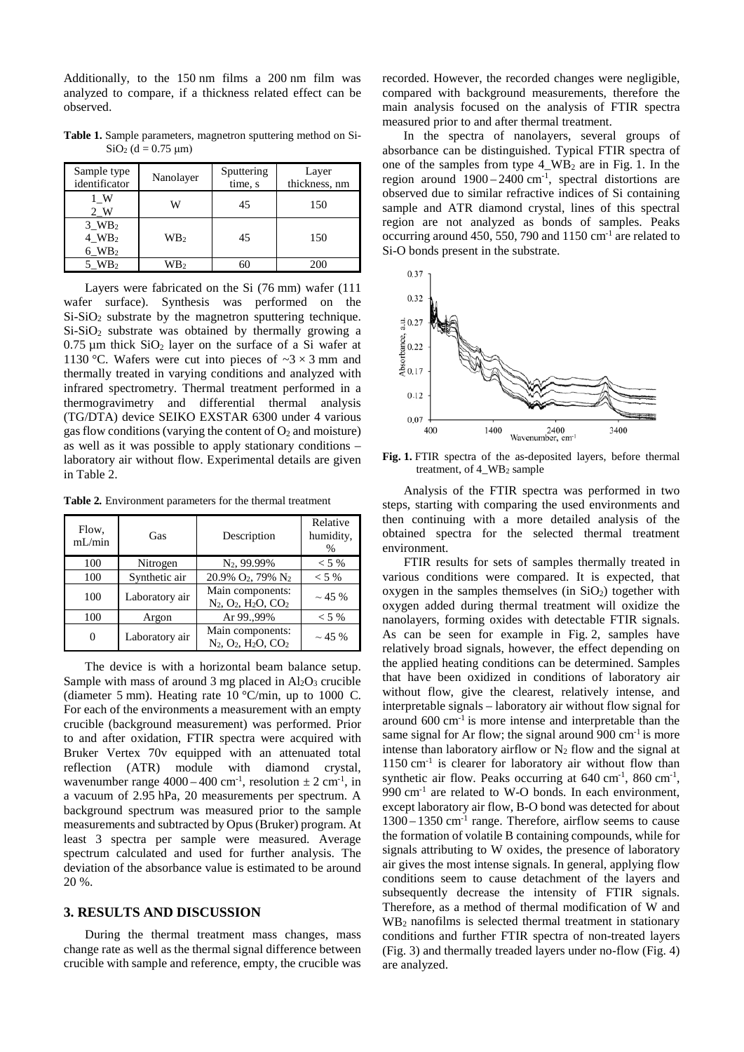Additionally, to the 150 nm films a 200 nm film was analyzed to compare, if a thickness related effect can be observed.

**Table 1.** Sample parameters, magnetron sputtering method on $Si$-$SiO_2$ (d = 0.75 µm)

| Sample type identificator | Nanolayer | Sputtering time, s | Layer thickness, nm |
|---|---|---|---|
| 1_W<br>2_W | W | 45 | 150 |
| 3_$WB_2$<br>4_$WB_2$<br>6_$WB_2$ | $WB_2$ | 45 | 150 |
| 5_$WB_2$ | $WB_2$ | 60 | 200 |

Layers were fabricated on the Si (76 mm) wafer (111 wafer surface). Synthesis was performed on the $Si$-$SiO_2$ substrate by the magnetron sputtering technique. $Si$-$SiO_2$ substrate was obtained by thermally growing a 0.75 µm thick $SiO_2$ layer on the surface of a Si wafer at 1130 °C. Wafers were cut into pieces of ~3 × 3 mm and thermally treated in varying conditions and analyzed with infrared spectrometry. Thermal treatment performed in a thermogravimetry and differential thermal analysis (TG/DTA) device SEIKO EXSTAR 6300 under 4 various gas flow conditions (varying the content of $O_2$ and moisture) as well as it was possible to apply stationary conditions – laboratory air without flow. Experimental details are given in Table 2.

**Table 2.** Environment parameters for the thermal treatment

| Flow, mL/min | Gas | Description | Relative humidity, % |
|---|---|---|---|
| 100 | Nitrogen | $N_2$, 99.99% | < 5 % |
| 100 | Synthetic air | 20.9% $O_2$, 79% $N_2$ | < 5 % |
| 100 | Laboratory air | Main components: $N_2$, $O_2$, $H_2O$, $CO_2$ | ~ 45 % |
| 100 | Argon | Ar 99.,99% | < 5 % |
| 0 | Laboratory air | Main components: $N_2$, $O_2$, $H_2O$, $CO_2$ | ~ 45 % |

The device is with a horizontal beam balance setup. Sample with mass of around 3 mg placed in $Al_2O_3$ crucible (diameter 5 mm). Heating rate 10 °C/min, up to 1000 C. For each of the environments a measurement with an empty crucible (background measurement) was performed. Prior to and after oxidation, FTIR spectra were acquired with Bruker Vertex 70v equipped with an attenuated total reflection (ATR) module with diamond crystal, wavenumber range 4000 – 400 $cm^{-1}$, resolution ± 2 $cm^{-1}$, in a vacuum of 2.95 hPa, 20 measurements per spectrum. A background spectrum was measured prior to the sample measurements and subtracted by Opus (Bruker) program. At least 3 spectra per sample were measured. Average spectrum calculated and used for further analysis. The deviation of the absorbance value is estimated to be around 20 %.

## 3. RESULTS AND DISCUSSION

During the thermal treatment mass changes, mass change rate as well as the thermal signal difference between crucible with sample and reference, empty, the crucible was recorded. However, the recorded changes were negligible, compared with background measurements, therefore the main analysis focused on the analysis of FTIR spectra measured prior to and after thermal treatment.

In the spectra of nanolayers, several groups of absorbance can be distinguished. Typical FTIR spectra of one of the samples from type 4_$WB_2$ are in Fig. 1. In the region around 1900 – 2400 $cm^{-1}$, spectral distortions are observed due to similar refractive indices of Si containing sample and ATR diamond crystal, lines of this spectral region are not analyzed as bonds of samples. Peaks occurring around 450, 550, 790 and 1150 $cm^{-1}$ are related to Si-O bonds present in the substrate.

**Fig. 1.** FTIR spectra of the as-deposited layers, before thermal treatment, of 4_$WB_2$ sample

Analysis of the FTIR spectra was performed in two steps, starting with comparing the used environments and then continuing with a more detailed analysis of the obtained spectra for the selected thermal treatment environment.

FTIR results for sets of samples thermally treated in various conditions were compared. It is expected, that oxygen in the samples themselves (in $SiO_2$) together with oxygen added during thermal treatment will oxidize the nanolayers, forming oxides with detectable FTIR signals. As can be seen for example in Fig. 2, samples have relatively broad signals, however, the effect depending on the applied heating conditions can be determined. Samples that have been oxidized in conditions of laboratory air without flow, give the clearest, relatively intense, and interpretable signals – laboratory air without flow signal for around 600 $cm^{-1}$ is more intense and interpretable than the same signal for Ar flow; the signal around 900 $cm^{-1}$ is more intense than laboratory airflow or $N_2$ flow and the signal at 1150 $cm^{-1}$ is clearer for laboratory air without flow than synthetic air flow. Peaks occurring at 640 $cm^{-1}$, 860 $cm^{-1}$, 990 $cm^{-1}$ are related to W-O bonds. In each environment, except laboratory air flow, B-O bond was detected for about 1300 – 1350 $cm^{-1}$ range. Therefore, airflow seems to cause the formation of volatile B containing compounds, while for signals attributing to W oxides, the presence of laboratory air gives the most intense signals. In general, applying flow conditions seem to cause detachment of the layers and subsequently decrease the intensity of FTIR signals. Therefore, as a method of thermal modification of W and $WB_2$ nanofilms is selected thermal treatment in stationary conditions and further FTIR spectra of non-treated layers (Fig. 3) and thermally treaded layers under no-flow (Fig. 4) are analyzed.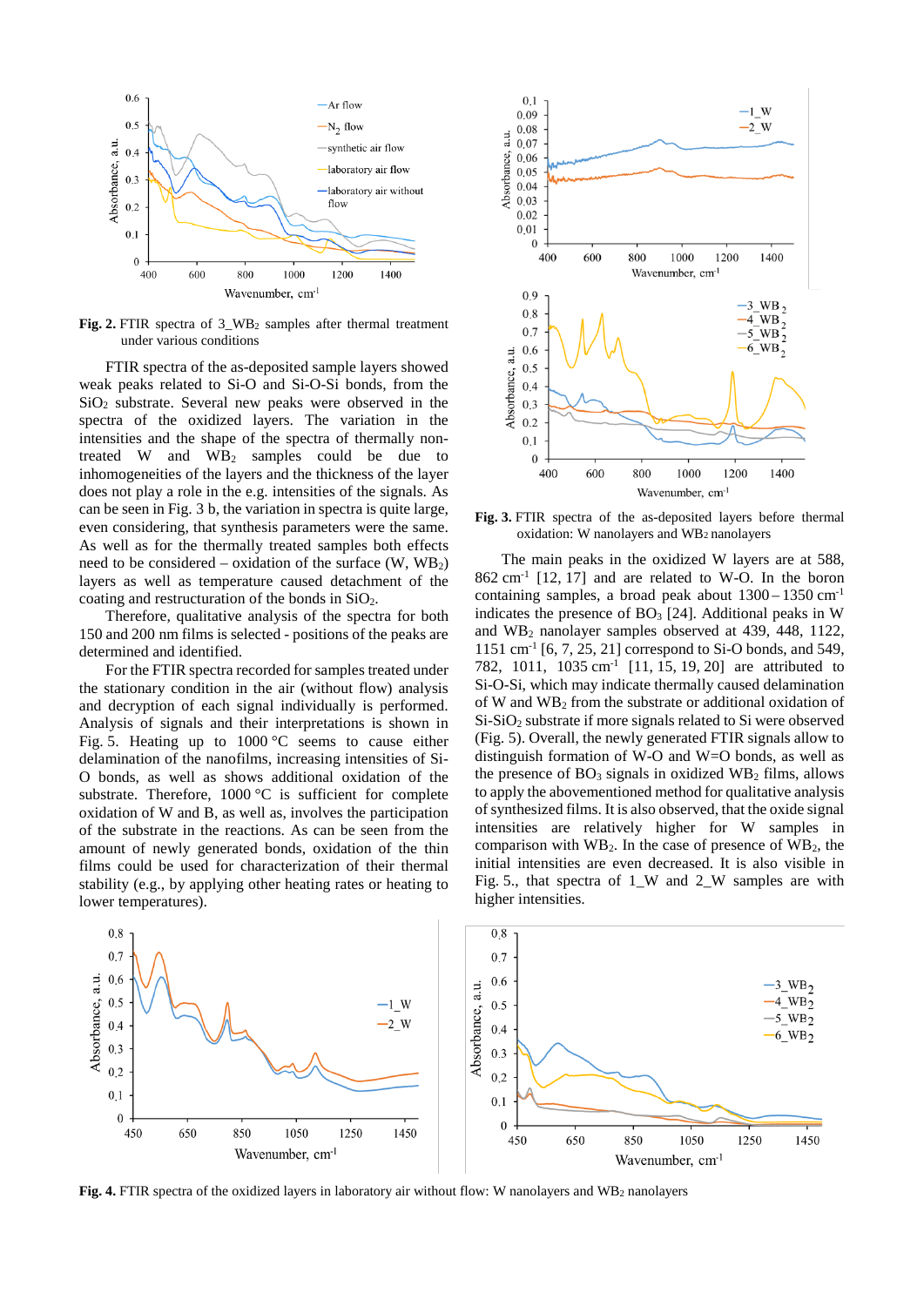**Fig. 2.** FTIR spectra of 3_$WB_2$ samples after thermal treatment under various conditions

**Fig. 3.** FTIR spectra of the as-deposited layers before thermal oxidation: W nanolayers and $WB_2$ nanolayers

FTIR spectra of the as-deposited sample layers showed weak peaks related to Si-O and Si-O-Si bonds, from the $SiO_2$ substrate. Several new peaks were observed in the spectra of the oxidized layers. The variation in the intensities and the shape of the spectra of thermally non-treated W and $WB_2$ samples could be due to inhomogeneities of the layers and the thickness of the layer does not play a role in the e.g. intensities of the signals. As can be seen in Fig. 3 b, the variation in spectra is quite large, even considering, that synthesis parameters were the same. As well as for the thermally treated samples both effects need to be considered – oxidation of the surface (W, $WB_2$) layers as well as temperature caused detachment of the coating and restructuration of the bonds in $SiO_2$.

Therefore, qualitative analysis of the spectra for both 150 and 200 nm films is selected - positions of the peaks are determined and identified.

For the FTIR spectra recorded for samples treated under the stationary condition in the air (without flow) analysis and decryption of each signal individually is performed. Analysis of signals and their interpretations is shown in Fig. 5. Heating up to 1000 °C seems to cause either delamination of the nanofilms, increasing intensities of Si-O bonds, as well as shows additional oxidation of the substrate. Therefore, 1000 °C is sufficient for complete oxidation of W and B, as well as, involves the participation of the substrate in the reactions. As can be seen from the amount of newly generated bonds, oxidation of the thin films could be used for characterization of their thermal stability (e.g., by applying other heating rates or heating to lower temperatures).

The main peaks in the oxidized W layers are at 588, 862 $cm^{-1}$ [12, 17] and are related to W-O. In the boron containing samples, a broad peak about 1300 – 1350 $cm^{-1}$ indicates the presence of $BO_3$ [24]. Additional peaks in W and $WB_2$ nanolayer samples observed at 439, 448, 1122, 1151 $cm^{-1}$ [6, 7, 25, 21] correspond to Si-O bonds, and 549, 782, 1011, 1035 $cm^{-1}$ [11, 15, 19, 20] are attributed to Si-O-Si, which may indicate thermally caused delamination of W and $WB_2$ from the substrate or additional oxidation of Si-$SiO_2$ substrate if more signals related to Si were observed (Fig. 5). Overall, the newly generated FTIR signals allow to distinguish formation of W-O and W=O bonds, as well as the presence of $BO_3$ signals in oxidized $WB_2$ films, allows to apply the abovementioned method for qualitative analysis of synthesized films. It is also observed, that the oxide signal intensities are relatively higher for W samples in comparison with $WB_2$. In the case of presence of $WB_2$, the initial intensities are even decreased. It is also visible in Fig. 5., that spectra of 1_W and 2_W samples are with higher intensities.

**Fig. 4.** FTIR spectra of the oxidized layers in laboratory air without flow: W nanolayers and $WB_2$ nanolayers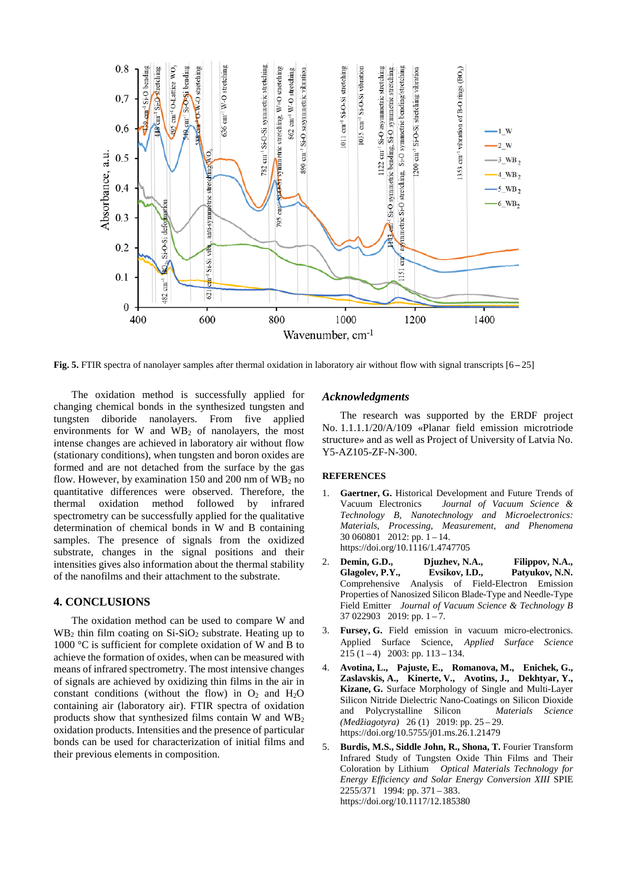**Fig. 5.** FTIR spectra of nanolayer samples after thermal oxidation in laboratory air without flow with signal transcripts [6 – 25]

The oxidation method is successfully applied for changing chemical bonds in the synthesized tungsten and tungsten diboride nanolayers. From five applied environments for W and $WB_2$ of nanolayers, the most intense changes are achieved in laboratory air without flow (stationary conditions), when tungsten and boron oxides are formed and are not detached from the surface by the gas flow. However, by examination 150 and 200 nm of $WB_2$ no quantitative differences were observed. Therefore, the thermal oxidation method followed by infrared spectrometry can be successfully applied for the qualitative determination of chemical bonds in W and B containing samples. The presence of signals from the oxidized substrate, changes in the signal positions and their intensities gives also information about the thermal stability of the nanofilms and their attachment to the substrate.

## 4. CONCLUSIONS

The oxidation method can be used to compare W and $WB_2$ thin film coating on Si-$SiO_2$ substrate. Heating up to 1000 °C is sufficient for complete oxidation of W and B to achieve the formation of oxides, when can be measured with means of infrared spectrometry. The most intensive changes of signals are achieved by oxidizing thin films in the constant conditions (without the flow) in $O_2$ and $H_2O$ containing air (laboratory air). FTIR spectra of oxidation products show that synthesized films contain W and $WB_2$ oxidation products. Intensities and the presence of particular bonds can be used for characterization of initial films and their previous elements in composition.

### *Acknowledgments*

The research was supported by the ERDF project No. 1.1.1.1/20/A/109 «Planar field emission microtriode structure» and as well as Project of University of Latvia No. Y5-AZ105-ZF-N-300.

## REFERENCES

1. **Gaertner, G.** Historical Development and Future Trends of Vacuum Electronics *Journal of Vacuum Science & Technology B, Nanotechnology and Microelectronics: Materials, Processing, Measurement, and Phenomena* 30 060801 2012: pp. 1 – 14. https://doi.org/10.1116/1.4747705
2. **Demin, G.D., Djuzhev, N.A., Filippov, N.A., Glagolev, P.Y., Evsikov, I.D., Patyukov, N.N.** Comprehensive Analysis of Field-Electron Emission Properties of Nanosized Silicon Blade-Type and Needle-Type Field Emitter *Journal of Vacuum Science & Technology B* 37 022903 2019: pp. 1 – 7.
3. **Fursey, G.** Field emission in vacuum micro-electronics. Applied Surface Science, *Applied Surface Science* 215 (1 – 4) 2003: pp. 113 – 134.
4. **Avotina, L., Pajuste, E., Romanova, M., Enichek, G., Zaslavskis, A., Kinerte, V., Avotins, J., Dekhtyar, Y., Kizane, G.** Surface Morphology of Single and Multi-Layer Silicon Nitride Dielectric Nano-Coatings on Silicon Dioxide and Polycrystalline Silicon *Materials Science (Medžiagotyra)* 26 (1) 2019: pp. 25 – 29. https://doi.org/10.5755/j01.ms.26.1.21479
5. **Burdis, M.S., Siddle John, R., Shona, T.** Fourier Transform Infrared Study of Tungsten Oxide Thin Films and Their Coloration by Lithium *Optical Materials Technology for Energy Efficiency and Solar Energy Conversion XIII* SPIE 2255/371 1994: pp. 371 – 383. https://doi.org/10.1117/12.185380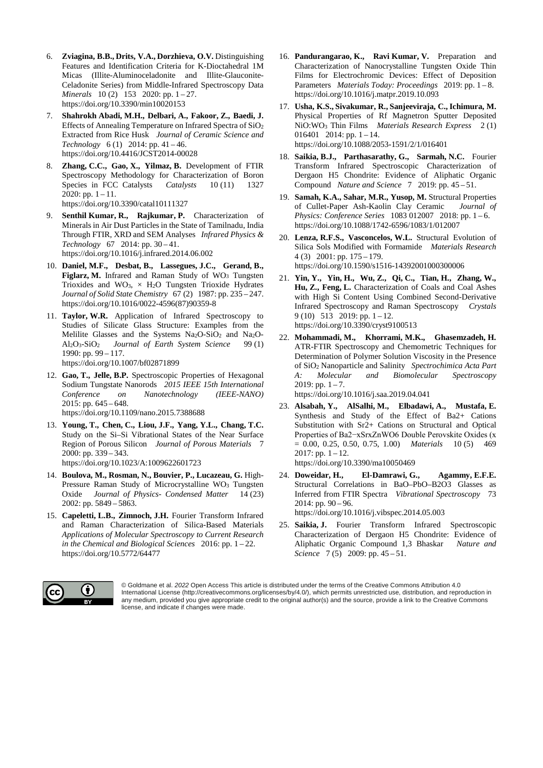6. **Zviagina, B.B., Drits, V.A., Dorzhieva, O.V.** Distinguishing Features and Identification Criteria for K-Dioctahedral 1M Micas (Illite-Aluminoceladonite and Illite-Glauconite-Celadonite Series) from Middle-Infrared Spectroscopy Data *Minerals* 10 (2) 153 2020: pp. 1 – 27. https://doi.org/10.3390/min10020153

7. **Shahrokh Abadi, M.H., Delbari, A., Fakoor, Z., Baedi, J.** Effects of Annealing Temperature on Infrared Spectra of $SiO_2$ Extracted from Rice Husk *Journal of Ceramic Science and Technology* 6 (1) 2014: pp. 41 – 46. https://doi.org/10.4416/JCST2014-00028

8. **Zhang, C.C., Gao, X., Yilmaz, B.** Development of FTIR Spectroscopy Methodology for Characterization of Boron Species in FCC Catalysts *Catalysts* 10 (11) 1327 2020: pp. 1 – 11. https://doi.org/10.3390/catal10111327

9. **Senthil Kumar, R., Rajkumar, P.** Characterization of Minerals in Air Dust Particles in the State of Tamilnadu, India Through FTIR, XRD and SEM Analyses *Infrared Physics & Technology* 67 2014: pp. 30 – 41. https://doi.org/10.1016/j.infrared.2014.06.002

10. **Daniel, M.F., Desbat, B., Lassegues, J.C., Gerand, B., Figlarz, M.** Infrared and Raman Study of $WO_3$ Tungsten Trioxides and $WO_3$, × $H_2O$ Tungsten Trioxide Hydrates *Journal of Solid State Chemistry* 67 (2) 1987: pp. 235 – 247. https://doi.org/10.1016/0022-4596(87)90359-8

11. **Taylor, W.R.** Application of Infrared Spectroscopy to Studies of Silicate Glass Structure: Examples from the Melilite Glasses and the Systems $Na_2O$-$SiO_2$ and $Na_2O$-$Al_2O_3$-$SiO_2$ *Journal of Earth System Science* 99 (1) 1990: pp. 99 – 117. https://doi.org/10.1007/bf02871899

12. **Gao, T., Jelle, B.P.** Spectroscopic Properties of Hexagonal Sodium Tungstate Nanorods *2015 IEEE 15th International Conference on Nanotechnology (IEEE-NANO)* 2015: pp. 645 – 648. https://doi.org/10.1109/nano.2015.7388688

13. **Young, T., Chen, C., Liou, J.F., Yang, Y.L., Chang, T.C.** Study on the Si–Si Vibrational States of the Near Surface Region of Porous Silicon *Journal of Porous Materials* 7 2000: pp. 339 – 343. https://doi.org/10.1023/A:1009622601723

14. **Boulova, M., Rosman, N., Bouvier, P., Lucazeau, G.** High-Pressure Raman Study of Microcrystalline $WO_3$ Tungsten Oxide *Journal of Physics- Condensed Matter* 14 (23) 2002: pp. 5849 – 5863.

15. **Capeletti, L.B., Zimnoch, J.H.** Fourier Transform Infrared and Raman Characterization of Silica-Based Materials *Applications of Molecular Spectroscopy to Current Research in the Chemical and Biological Sciences* 2016: pp. 1 – 22. https://doi.org/10.5772/64477

16. **Pandurangarao, K., Ravi Kumar, V.** Preparation and Characterization of Nanocrystalline Tungsten Oxide Thin Films for Electrochromic Devices: Effect of Deposition Parameters *Materials Today: Proceedings* 2019: pp. 1 – 8. https://doi.org/10.1016/j.matpr.2019.10.093

17. **Usha, K.S., Sivakumar, R., Sanjeeviraja, C., Ichimura, M.** Physical Properties of Rf Magnetron Sputter Deposited NiO:$WO_3$ Thin Films *Materials Research Express* 2 (1) 016401 2014: pp. 1 – 14. https://doi.org/10.1088/2053-1591/2/1/016401

18. **Saikia, B.J., Parthasarathy, G., Sarmah, N.C.** Fourier Transform Infrared Spectroscopic Characterization of Dergaon H5 Chondrite: Evidence of Aliphatic Organic Compound *Nature and Science* 7 2019: pp. 45 – 51.

19. **Samah, K.A., Sahar, M.R., Yusop, M.** Structural Properties of Cullet-Paper Ash-Kaolin Clay Ceramic *Journal of Physics: Conference Series* 1083 012007 2018: pp. 1 – 6. https://doi.org/10.1088/1742-6596/1083/1/012007

20. **Lenza, R.F.S., Vasconcelos, W.L.** Structural Evolution of Silica Sols Modified with Formamide *Materials Research* 4 (3) 2001: pp. 175 – 179. https://doi.org/10.1590/s1516-14392001000300006

21. **Yin, Y., Yin, H., Wu, Z., Qi, C., Tian, H., Zhang, W., Hu, Z., Feng, L.** Characterization of Coals and Coal Ashes with High Si Content Using Combined Second-Derivative Infrared Spectroscopy and Raman Spectroscopy *Crystals* 9 (10) 513 2019: pp. 1 – 12. https://doi.org/10.3390/cryst9100513

22. **Mohammadi, M., Khorrami, M.K., Ghasemzadeh, H.** ATR-FTIR Spectroscopy and Chemometric Techniques for Determination of Polymer Solution Viscosity in the Presence of $SiO_2$ Nanoparticle and Salinity *Spectrochimica Acta Part A: Molecular and Biomolecular Spectroscopy* 2019: pp. 1 – 7. https://doi.org/10.1016/j.saa.2019.04.041

23. **Alsabah, Y., AlSalhi, M., Elbadawi, A., Mustafa, E.** Synthesis and Study of the Effect of Ba2+ Cations Substitution with Sr2+ Cations on Structural and Optical Properties of Ba2−xSrxZnWO6 Double Perovskite Oxides (x = 0.00, 0.25, 0.50, 0.75, 1.00) *Materials* 10 (5) 469 2017: pp. 1 – 12. https://doi.org/10.3390/ma10050469

24. **Doweidar, H., El-Damrawi, G., Agammy, E.F.E.** Structural Correlations in BaO–PbO–B2O3 Glasses as Inferred from FTIR Spectra *Vibrational Spectroscopy* 73 2014: pp. 90 – 96. https://doi.org/10.1016/j.vibspec.2014.05.003

25. **Saikia, J.** Fourier Transform Infrared Spectroscopic Characterization of Dergaon H5 Chondrite: Evidence of Aliphatic Organic Compound 1,3 Bhaskar *Nature and Science* 7 (5) 2009: pp. 45 – 51.

© Goldmane et al. *2022* Open Access This article is distributed under the terms of the Creative Commons Attribution 4.0 International License (http://creativecommons.org/licenses/by/4.0/), which permits unrestricted use, distribution, and reproduction in any medium, provided you give appropriate credit to the original author(s) and the source, provide a link to the Creative Commons license, and indicate if changes were made.